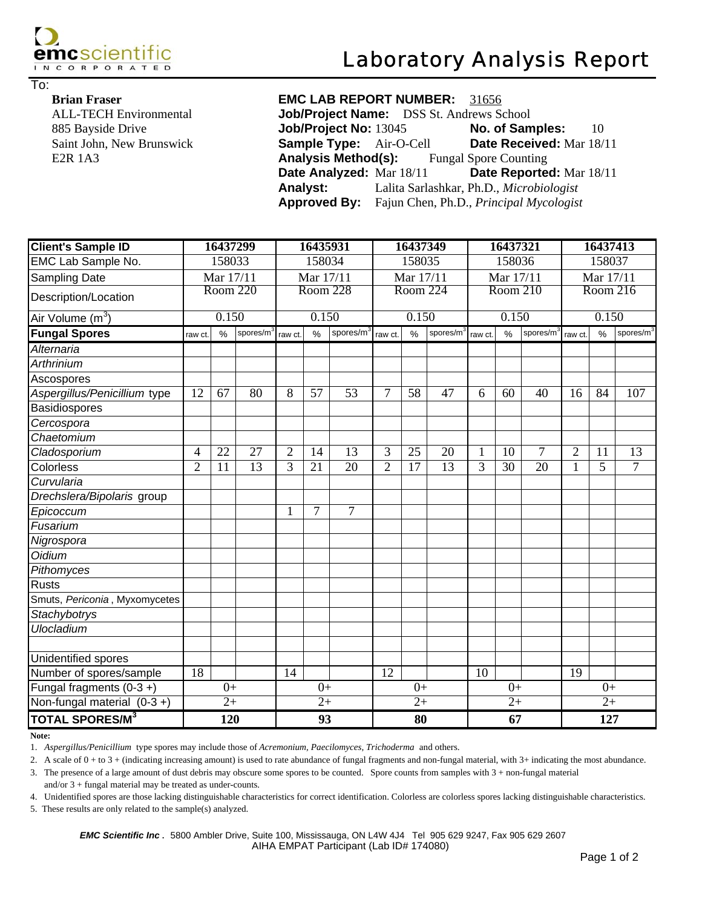emcscientific INCORPORATED

# Laboratory Analysis Report

To:

**Brian Fraser**
ALL-TECH Environmental
885 Bayside Drive
Saint John, New Brunswick
E2R 1A3

**EMC LAB REPORT NUMBER:** 31656
**Job/Project Name:** DSS St. Andrews School
**Job/Project No:** 13045 **No. of Samples:** 10
**Sample Type:** Air-O-Cell **Date Received:** Mar 18/11
**Analysis Method(s):** Fungal Spore Counting
**Date Analyzed:** Mar 18/11 **Date Reported:** Mar 18/11
**Analyst:** Lalita Sarlashkar, Ph.D., *Microbiologist*
**Approved By:** Fajun Chen, Ph.D., *Principal Mycologist*

| Client's Sample ID | 16437299 | | | 16435931 | | | 16437349 | | | 16437321 | | | 16437413 | | |
|---|---|---|---|---|---|---|---|---|---|---|---|---|---|---|---|
| EMC Lab Sample No. | 158033 | | | 158034 | | | 158035 | | | 158036 | | | 158037 | | |
| Sampling Date | Mar 17/11 | | | Mar 17/11 | | | Mar 17/11 | | | Mar 17/11 | | | Mar 17/11 | | |
| Description/Location | Room 220 | | | Room 228 | | | Room 224 | | | Room 210 | | | Room 216 | | |
| Air Volume ($m^3$) | 0.150 | | | 0.150 | | | 0.150 | | | 0.150 | | | 0.150 | | |
| **Fungal Spores** | raw ct. | % | spores/$m^3$ | raw ct. | % | spores/$m^3$ | raw ct. | % | spores/$m^3$ | raw ct. | % | spores/$m^3$ | raw ct. | % | spores/$m^3$ |
| *Alternaria* | | | | | | | | | | | | | | | |
| *Arthrinium* | | | | | | | | | | | | | | | |
| Ascospores | | | | | | | | | | | | | | | |
| *Aspergillus/Penicillium* type | 12 | 67 | 80 | 8 | 57 | 53 | 7 | 58 | 47 | 6 | 60 | 40 | 16 | 84 | 107 |
| Basidiospores | | | | | | | | | | | | | | | |
| *Cercospora* | | | | | | | | | | | | | | | |
| *Chaetomium* | | | | | | | | | | | | | | | |
| *Cladosporium* | 4 | 22 | 27 | 2 | 14 | 13 | 3 | 25 | 20 | 1 | 10 | 7 | 2 | 11 | 13 |
| Colorless | 2 | 11 | 13 | 3 | 21 | 20 | 2 | 17 | 13 | 3 | 30 | 20 | 1 | 5 | 7 |
| *Curvularia* | | | | | | | | | | | | | | | |
| *Drechslera/Bipolaris* group | | | | | | | | | | | | | | | |
| *Epicoccum* | | | | 1 | 7 | 7 | | | | | | | | | |
| *Fusarium* | | | | | | | | | | | | | | | |
| *Nigrospora* | | | | | | | | | | | | | | | |
| *Oidium* | | | | | | | | | | | | | | | |
| *Pithomyces* | | | | | | | | | | | | | | | |
| Rusts | | | | | | | | | | | | | | | |
| Smuts, *Periconia*, Myxomycetes | | | | | | | | | | | | | | | |
| *Stachybotrys* | | | | | | | | | | | | | | | |
| *Ulocladium* | | | | | | | | | | | | | | | |
| | | | | | | | | | | | | | | | |
| Unidentified spores | | | | | | | | | | | | | | | |
| Number of spores/sample | 18 | | | 14 | | | 12 | | | 10 | | | 19 | | |
| Fungal fragments (0-3 +) | 0+ | | | 0+ | | | 0+ | | | 0+ | | | 0+ | | |
| Non-fungal material (0-3 +) | 2+ | | | 2+ | | | 2+ | | | 2+ | | | 2+ | | |
| **TOTAL SPORES/M$^3$** | **120** | | | **93** | | | **80** | | | **67** | | | **127** | | |

**Note:**

1. *Aspergillus/Penicillium* type spores may include those of *Acremonium*, *Paecilomyces*, *Trichoderma* and others.
2. A scale of 0 + to 3 + (indicating increasing amount) is used to rate abundance of fungal fragments and non-fungal material, with 3+ indicating the most abundance.
3. The presence of a large amount of dust debris may obscure some spores to be counted. Spore counts from samples with 3 + non-fungal material and/or 3 + fungal material may be treated as under-counts.
4. Unidentified spores are those lacking distinguishable characteristics for correct identification. Colorless are colorless spores lacking distinguishable characteristics.
5. These results are only related to the sample(s) analyzed.

***EMC Scientific Inc.*** 5800 Ambler Drive, Suite 100, Mississauga, ON L4W 4J4 Tel 905 629 9247, Fax 905 629 2607
AIHA EMPAT Participant (Lab ID# 174080)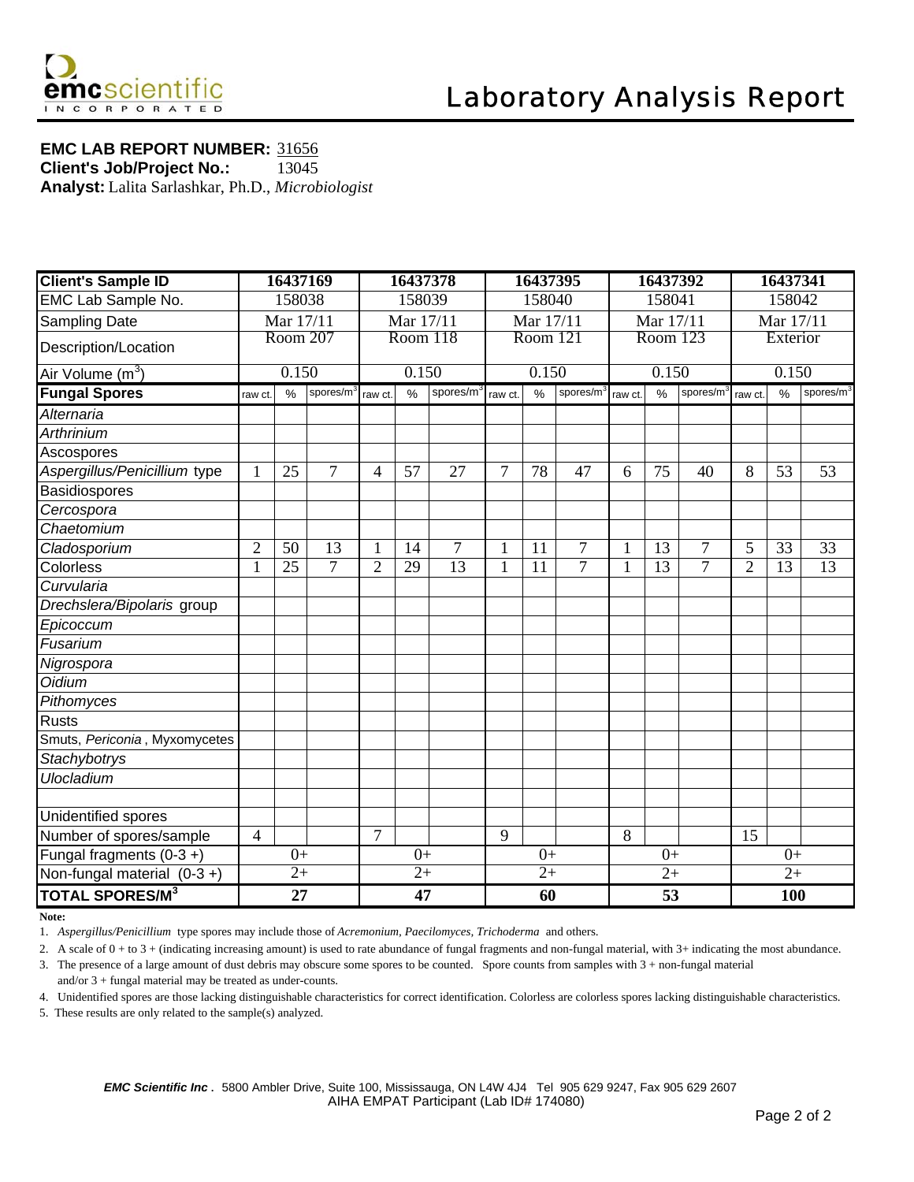# Laboratory Analysis Report

**EMC LAB REPORT NUMBER:** 31656
**Client's Job/Project No.:** 13045
**Analyst:** Lalita Sarlashkar, Ph.D., *Microbiologist*

| Client's Sample ID | 16437169 | | | 16437378 | | | 16437395 | | | 16437392 | | | 16437341 | | |
|---|---|---|---|---|---|---|---|---|---|---|---|---|---|---|---|
| EMC Lab Sample No. | 158038 | | | 158039 | | | 158040 | | | 158041 | | | 158042 | | |
| Sampling Date | Mar 17/11 | | | Mar 17/11 | | | Mar 17/11 | | | Mar 17/11 | | | Mar 17/11 | | |
| Description/Location | Room 207 | | | Room 118 | | | Room 121 | | | Room 123 | | | Exterior | | |
| Air Volume ($m^3$) | 0.150 | | | 0.150 | | | 0.150 | | | 0.150 | | | 0.150 | | |
| **Fungal Spores** | raw ct. | % | spores/$m^3$ | raw ct. | % | spores/$m^3$ | raw ct. | % | spores/$m^3$ | raw ct. | % | spores/$m^3$ | raw ct. | % | spores/$m^3$ |
| *Alternaria* | | | | | | | | | | | | | | | |
| *Arthrinium* | | | | | | | | | | | | | | | |
| Ascospores | | | | | | | | | | | | | | | |
| *Aspergillus/Penicillium* type | 1 | 25 | 7 | 4 | 57 | 27 | 7 | 78 | 47 | 6 | 75 | 40 | 8 | 53 | 53 |
| Basidiospores | | | | | | | | | | | | | | | |
| *Cercospora* | | | | | | | | | | | | | | | |
| *Chaetomium* | | | | | | | | | | | | | | | |
| *Cladosporium* | 2 | 50 | 13 | 1 | 14 | 7 | 1 | 11 | 7 | 1 | 13 | 7 | 5 | 33 | 33 |
| Colorless | 1 | 25 | 7 | 2 | 29 | 13 | 1 | 11 | 7 | 1 | 13 | 7 | 2 | 13 | 13 |
| *Curvularia* | | | | | | | | | | | | | | | |
| *Drechslera/Bipolaris* group | | | | | | | | | | | | | | | |
| *Epicoccum* | | | | | | | | | | | | | | | |
| *Fusarium* | | | | | | | | | | | | | | | |
| *Nigrospora* | | | | | | | | | | | | | | | |
| *Oidium* | | | | | | | | | | | | | | | |
| *Pithomyces* | | | | | | | | | | | | | | | |
| Rusts | | | | | | | | | | | | | | | |
| Smuts, *Periconia*, Myxomycetes | | | | | | | | | | | | | | | |
| *Stachybotrys* | | | | | | | | | | | | | | | |
| *Ulocladium* | | | | | | | | | | | | | | | |
| | | | | | | | | | | | | | | | |
| Unidentified spores | | | | | | | | | | | | | | | |
| Number of spores/sample | 4 | | | 7 | | | 9 | | | 8 | | | 15 | | |
| Fungal fragments (0-3 +) | 0+ | | | 0+ | | | 0+ | | | 0+ | | | 0+ | | |
| Non-fungal material (0-3 +) | 2+ | | | 2+ | | | 2+ | | | 2+ | | | 2+ | | |
| **TOTAL SPORES/M³** | **27** | | | **47** | | | **60** | | | **53** | | | **100** | | |

**Note:**

1. *Aspergillus/Penicillium* type spores may include those of *Acremonium, Paecilomyces, Trichoderma* and others.
2. A scale of 0 + to 3 + (indicating increasing amount) is used to rate abundance of fungal fragments and non-fungal material, with 3+ indicating the most abundance.
3. The presence of a large amount of dust debris may obscure some spores to be counted. Spore counts from samples with 3 + non-fungal material and/or 3 + fungal material may be treated as under-counts.
4. Unidentified spores are those lacking distinguishable characteristics for correct identification. Colorless are colorless spores lacking distinguishable characteristics.
5. These results are only related to the sample(s) analyzed.

***EMC Scientific Inc .*** 5800 Ambler Drive, Suite 100, Mississauga, ON L4W 4J4 Tel 905 629 9247, Fax 905 629 2607
AIHA EMPAT Participant (Lab ID# 174080)